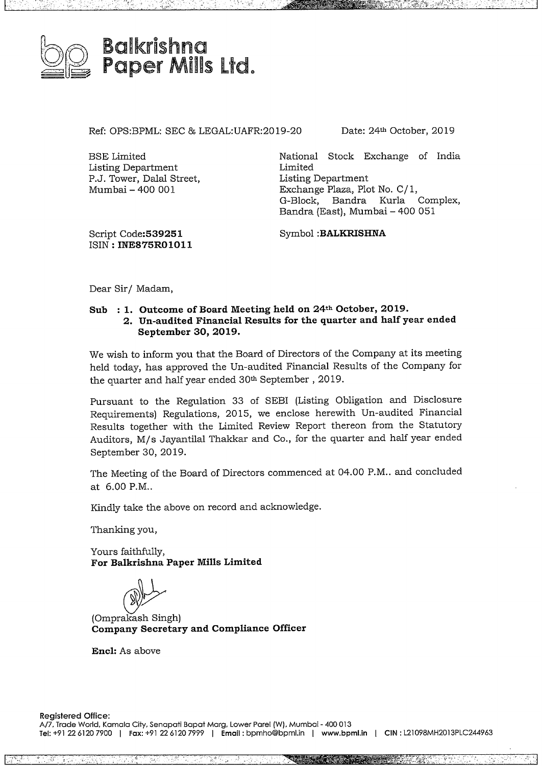# Balkrishna Paper Mills Ltd.

Ref: OPS:BPML: SEC & LEGAL:UAFR:2019-20

Date: 24th October, 2019

BSE Limited
Listing Department
P.J. Tower, Dalal Street,
Mumbai – 400 001

National Stock Exchange of India Limited
Listing Department
Exchange Plaza, Plot No. C/1,
G-Block, Bandra Kurla Complex,
Bandra (East), Mumbai – 400 051

Script Code:**539251**
ISIN : **INE875R01011**

Symbol :**BALKRISHNA**

Dear Sir/ Madam,

**Sub : 1. Outcome of Board Meeting held on 24th October, 2019.**
**2. Un-audited Financial Results for the quarter and half year ended September 30, 2019.**

We wish to inform you that the Board of Directors of the Company at its meeting held today, has approved the Un-audited Financial Results of the Company for the quarter and half year ended 30th September , 2019.

Pursuant to the Regulation 33 of SEBI (Listing Obligation and Disclosure Requirements) Regulations, 2015, we enclose herewith Un-audited Financial Results together with the Limited Review Report thereon from the Statutory Auditors, M/s Jayantilal Thakkar and Co., for the quarter and half year ended September 30, 2019.

The Meeting of the Board of Directors commenced at 04.00 P.M.. and concluded at 6.00 P.M..

Kindly take the above on record and acknowledge.

Thanking you,

Yours faithfully,
**For Balkrishna Paper Mills Limited**

(Omprakash Singh)
**Company Secretary and Compliance Officer**

**Encl:** As above

**Registered Office:**
A/7, Trade World, Kamala City, Senapati Bapat Marg, Lower Parel (W), Mumbai - 400 013
Tel: +91 22 6120 7900 | Fax: +91 22 6120 7999 | Email : bpmho@bpml.in | www.bpml.in | CIN : L21098MH2013PLC244963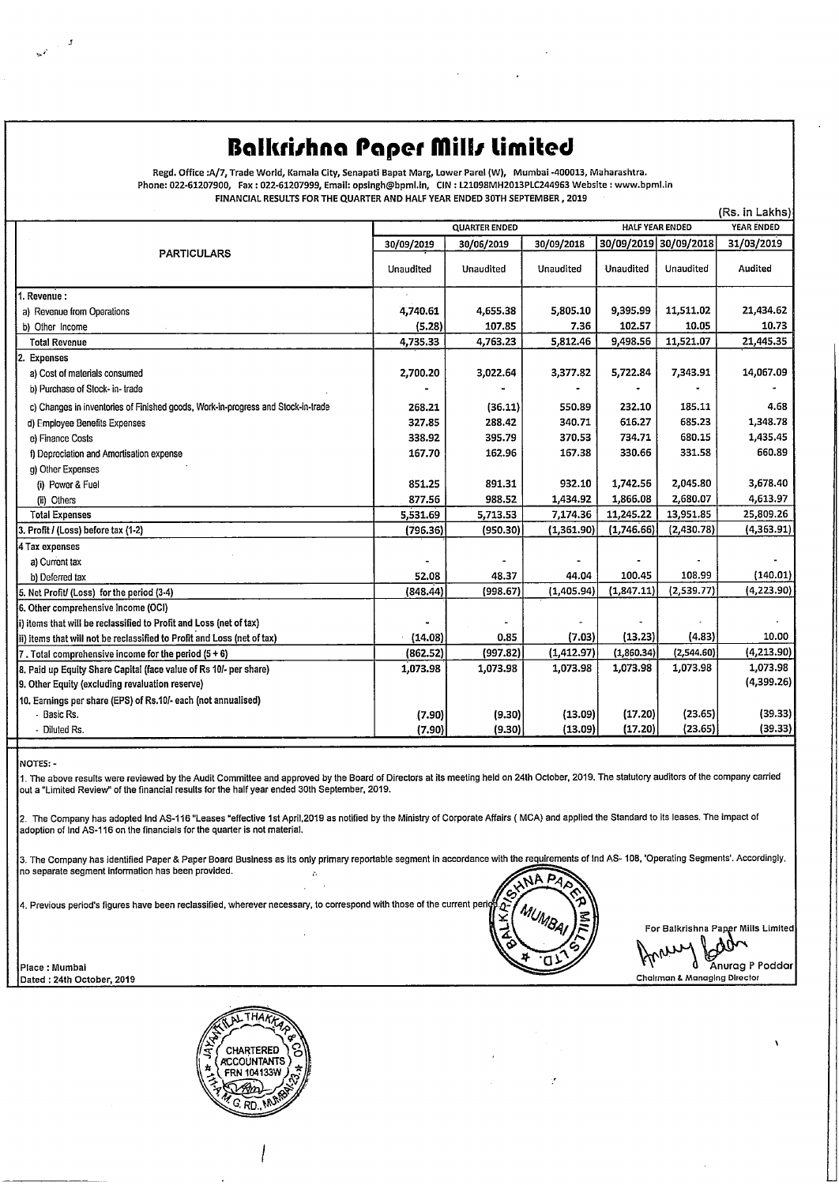# Balkrishna Paper Mills Limited

Regd. Office :A/7, Trade World, Kamala City, Senapati Bapat Marg, Lower Parel (W), Mumbai -400013, Maharashtra.
Phone: 022-61207900, Fax : 022-61207999, Email: opsingh@bpml.in, CIN : L21098MH2013PLC244963 Website : www.bpml.in

FINANCIAL RESULTS FOR THE QUARTER AND HALF YEAR ENDED 30TH SEPTEMBER , 2019

(Rs. in Lakhs)

| PARTICULARS | QUARTER ENDED | | | HALF YEAR ENDED | | YEAR ENDED |
|---|---|---|---|---|---|---|
| | 30/09/2019 | 30/06/2019 | 30/09/2018 | 30/09/2019 | 30/09/2018 | 31/03/2019 |
| | Unaudited | Unaudited | Unaudited | Unaudited | Unaudited | Audited |
| 1. Revenue : | | | | | | |
| a) Revenue from Operations | 4,740.61 | 4,655.38 | 5,805.10 | 9,395.99 | 11,511.02 | 21,434.62 |
| b) Other Income | (5.28) | 107.85 | 7.36 | 102.57 | 10.05 | 10.73 |
| Total Revenue | 4,735.33 | 4,763.23 | 5,812.46 | 9,498.56 | 11,521.07 | 21,445.35 |
| 2. Expenses | | | | | | |
| a) Cost of materials consumed | 2,700.20 | 3,022.64 | 3,377.82 | 5,722.84 | 7,343.91 | 14,067.09 |
| b) Purchase of Stock- in- trade | - | - | - | - | - | - |
| c) Changes in inventories of Finished goods, Work-in-progress and Stock-in-trade | 268.21 | (36.11) | 550.89 | 232.10 | 185.11 | 4.68 |
| d) Employee Benefits Expenses | 327.85 | 288.42 | 340.71 | 616.27 | 685.23 | 1,348.78 |
| e) Finance Costs | 338.92 | 395.79 | 370.53 | 734.71 | 680.15 | 1,435.45 |
| f) Depreciation and Amortisation expense | 167.70 | 162.96 | 167.38 | 330.66 | 331.58 | 660.89 |
| g) Other Expenses | | | | | | |
| (i) Power & Fuel | 851.25 | 891.31 | 932.10 | 1,742.56 | 2,045.80 | 3,678.40 |
| (ii) Others | 877.56 | 988.52 | 1,434.92 | 1,866.08 | 2,680.07 | 4,613.97 |
| Total Expenses | 5,531.69 | 5,713.53 | 7,174.36 | 11,245.22 | 13,951.85 | 25,809.26 |
| 3. Profit / (Loss) before tax (1-2) | (796.36) | (950.30) | (1,361.90) | (1,746.66) | (2,430.78) | (4,363.91) |
| 4 Tax expenses | | | | | | |
| a) Current tax | - | - | - | - | - | - |
| b) Deferred tax | 52.08 | 48.37 | 44.04 | 100.45 | 108.99 | (140.01) |
| 5. Net Profit/ (Loss) for the period (3-4) | (848.44) | (998.67) | (1,405.94) | (1,847.11) | (2,539.77) | (4,223.90) |
| 6. Other comprehensive Income (OCI) | | | | | | |
| i) items that will be reclassified to Profit and Loss (net of tax) | - | - | - | - | - | - |
| ii) items that will not be reclassified to Profit and Loss (net of tax) | (14.08) | 0.85 | (7.03) | (13.23) | (4.83) | 10.00 |
| 7 . Total comprehensive income for the period (5 + 6) | (862.52) | (997.82) | (1,412.97) | (1,860.34) | (2,544.60) | (4,213.90) |
| 8. Paid up Equity Share Capital (face value of Rs 10/- per share) | 1,073.98 | 1,073.98 | 1,073.98 | 1,073.98 | 1,073.98 | 1,073.98 |
| 9. Other Equity (excluding revaluation reserve) | | | | | | (4,399.26) |
| 10. Earnings per share (EPS) of Rs.10/- each (not annualised) | | | | | | |
| - Basic Rs. | (7.90) | (9.30) | (13.09) | (17.20) | (23.65) | (39.33) |
| - Diluted Rs. | (7.90) | (9.30) | (13.09) | (17.20) | (23.65) | (39.33) |

NOTES: -

1. The above results were reviewed by the Audit Committee and approved by the Board of Directors at its meeting held on 24th October, 2019. The statutory auditors of the company carried out a "Limited Review" of the financial results for the half year ended 30th September, 2019.

2. The Company has adopted Ind AS-116 "Leases "effective 1st April,2019 as notified by the Ministry of Corporate Affairs ( MCA) and applied the Standard to its leases. The impact of adoption of Ind AS-116 on the financials for the quarter is not material.

3. The Company has identified Paper & Paper Board Business as its only primary reportable segment in accordance with the requirements of Ind AS- 108, 'Operating Segments'. Accordingly, no separate segment information has been provided.

4. Previous period's figures have been reclassified, wherever necessary, to correspond with those of the current period.

For Balkrishna Paper Mills Limited

Anurag P Poddar
Chairman & Managing Director

Place : Mumbai
Dated : 24th October, 2019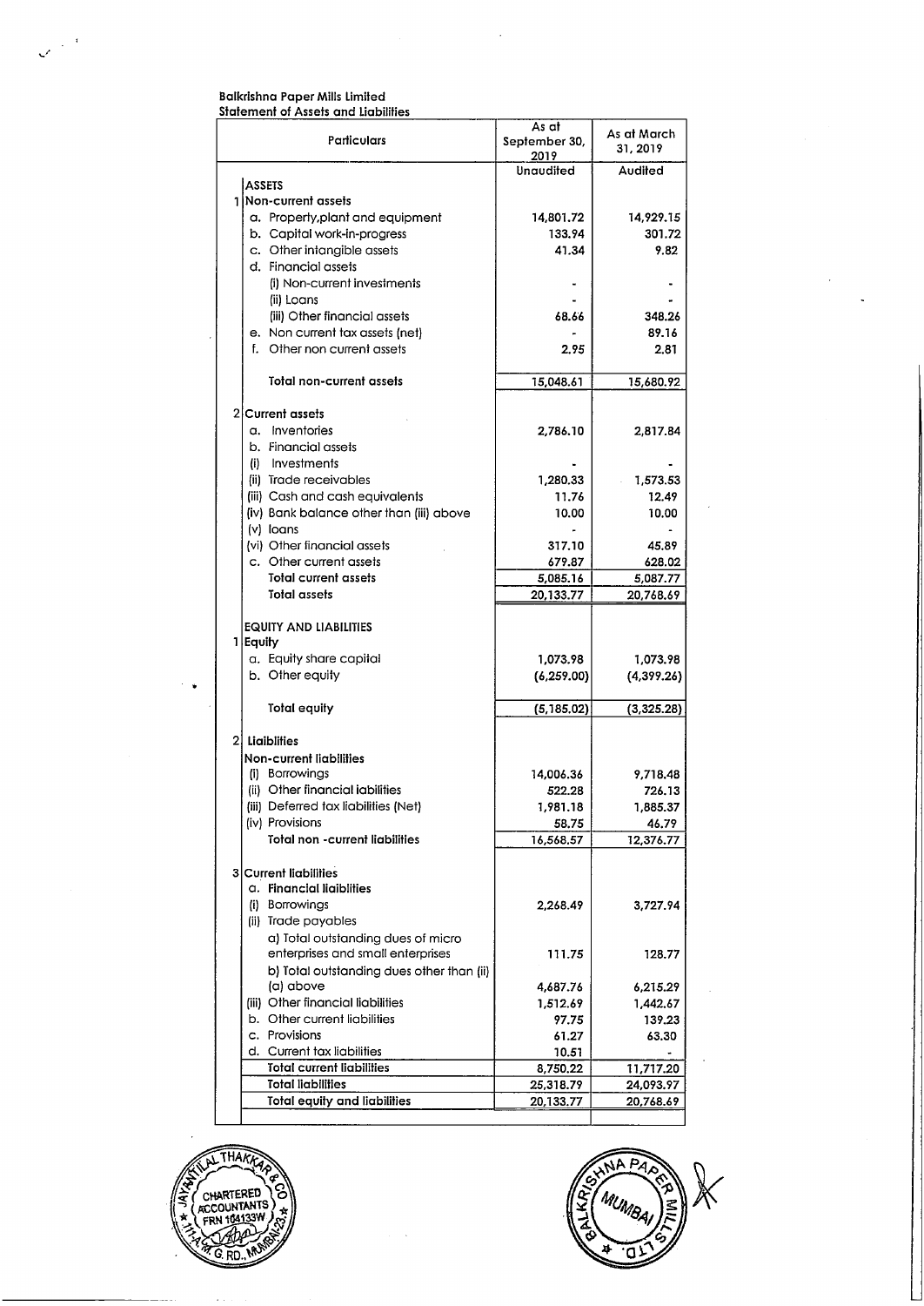**Balkrishna Paper Mills Limited**
**Statement of Assets and Liabilities**

| | Particulars | As at September 30, 2019 | As at March 31, 2019 |
|---|---|---|---|
| | | Unaudited | Audited |
| | **ASSETS** | | |
| 1 | **Non-current assets** | | |
| | a. Property,plant and equipment | 14,801.72 | 14,929.15 |
| | b. Capital work-in-progress | 133.94 | 301.72 |
| | c. Other intangible assets | 41.34 | 9.82 |
| | d. Financial assets | | |
| | (i) Non-current investments | - | - |
| | (ii) Loans | - | - |
| | (iii) Other financial assets | 68.66 | 348.26 |
| | e. Non current tax assets (net) | - | 89.16 |
| | f. Other non current assets | 2.95 | 2.81 |
| | **Total non-current assets** | 15,048.61 | 15,680.92 |
| 2 | **Current assets** | | |
| | a. Inventories | 2,786.10 | 2,817.84 |
| | b. Financial assets | | |
| | (i) Investments | - | - |
| | (ii) Trade receivables | 1,280.33 | 1,573.53 |
| | (iii) Cash and cash equivalents | 11.76 | 12.49 |
| | (iv) Bank balance other than (iii) above | 10.00 | 10.00 |
| | (v) loans | - | - |
| | (vi) Other financial assets | 317.10 | 45.89 |
| | c. Other current assets | 679.87 | 628.02 |
| | **Total current assets** | 5,085.16 | 5,087.77 |
| | **Total assets** | 20,133.77 | 20,768.69 |
| | **EQUITY AND LIABILITIES** | | |
| 1 | **Equity** | | |
| | a. Equity share capital | 1,073.98 | 1,073.98 |
| | b. Other equity | (6,259.00) | (4,399.26) |
| | **Total equity** | (5,185.02) | (3,325.28) |
| 2 | **Liablities** | | |
| | **Non-current liabilities** | | |
| | (i) Borrowings | 14,006.36 | 9,718.48 |
| | (ii) Other financial liabilities | 522.28 | 726.13 |
| | (iii) Deferred tax liabilities (Net) | 1,981.18 | 1,885.37 |
| | (iv) Provisions | 58.75 | 46.79 |
| | **Total non -current liabilities** | 16,568.57 | 12,376.77 |
| 3 | **Current liabilities** | | |
| | a. **Financial liablities** | | |
| | (i) Borrowings | 2,268.49 | 3,727.94 |
| | (ii) Trade payables | | |
| | a) Total outstanding dues of micro enterprises and small enterprises | 111.75 | 128.77 |
| | b) Total outstanding dues other than (ii) (a) above | 4,687.76 | 6,215.29 |
| | (iii) Other financial liabilities | 1,512.69 | 1,442.67 |
| | b. Other current liabilities | 97.75 | 139.23 |
| | c. Provisions | 61.27 | 63.30 |
| | d. Current tax liabilities | 10.51 | - |
| | **Total current liabilities** | 8,750.22 | 11,717.20 |
| | **Total liabilities** | 25,318.79 | 24,093.97 |
| | **Total equity and liabilities** | 20,133.77 | 20,768.69 |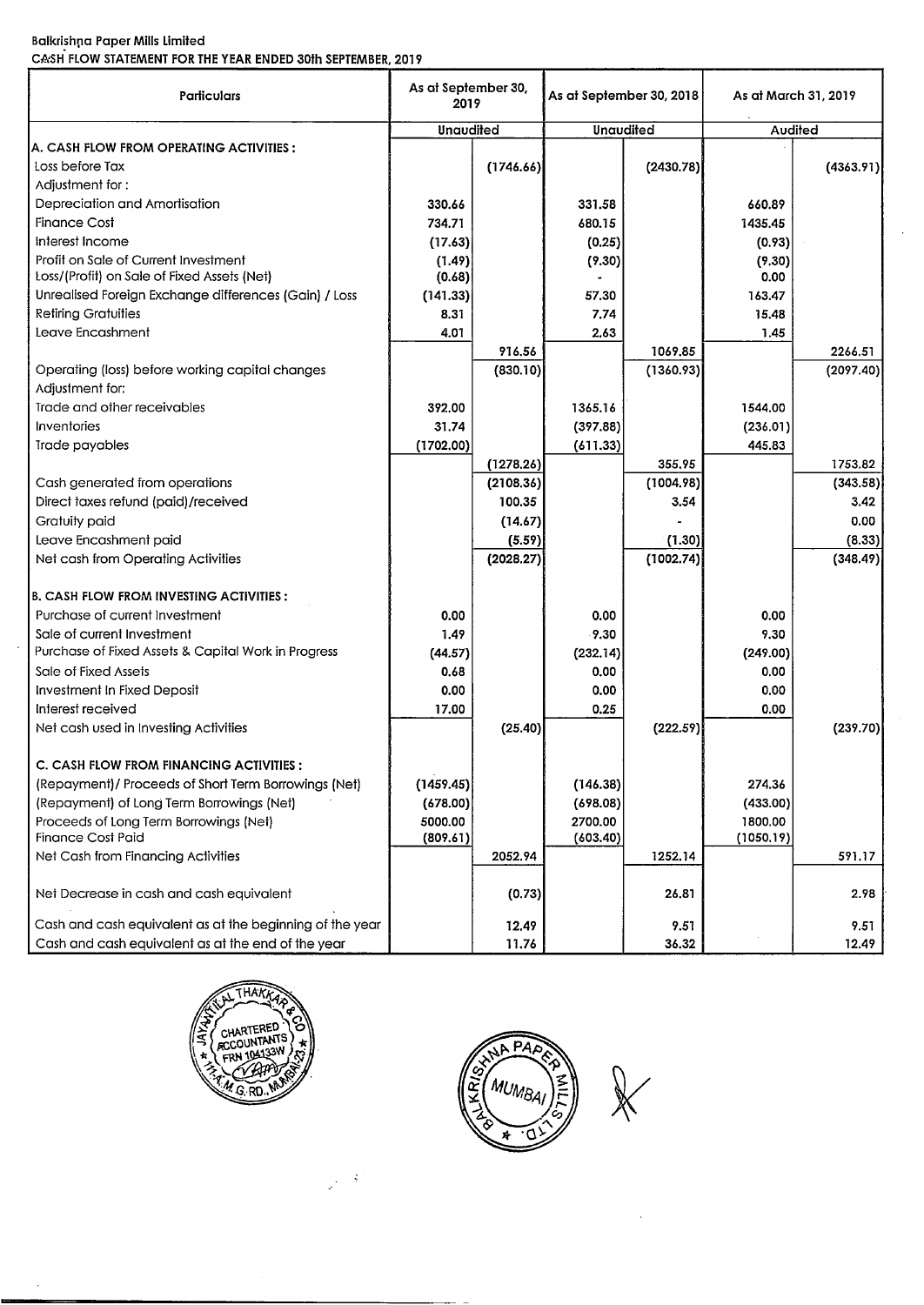Balkrishna Paper Mills Limited

CASH FLOW STATEMENT FOR THE YEAR ENDED 30th SEPTEMBER, 2019

| Particulars | As at September 30, 2019 | | As at September 30, 2018 | | As at March 31, 2019 | |
|---|---|---|---|---|---|---|
| | Unaudited | | Unaudited | | Audited | |
| **A. CASH FLOW FROM OPERATING ACTIVITIES :** | | | | | | |
| Loss before Tax | | (1746.66) | | (2430.78) | | (4363.91) |
| Adjustment for : | | | | | | |
| Depreciation and Amortisation | 330.66 | | 331.58 | | 660.89 | |
| Finance Cost | 734.71 | | 680.15 | | 1435.45 | |
| Interest Income | (17.63) | | (0.25) | | (0.93) | |
| Profit on Sale of Current Investment | (1.49) | | (9.30) | | (9.30) | |
| Loss/(Profit) on Sale of Fixed Assets (Net) | (0.68) | | - | | 0.00 | |
| Unrealised Foreign Exchange differences (Gain) / Loss | (141.33) | | 57.30 | | 163.47 | |
| Retiring Gratuities | 8.31 | | 7.74 | | 15.48 | |
| Leave Encashment | 4.01 | | 2.63 | | 1.45 | |
| | | 916.56 | | 1069.85 | | 2266.51 |
| Operating (loss) before working capital changes | | (830.10) | | (1360.93) | | (2097.40) |
| Adjustment for: | | | | | | |
| Trade and other receivables | 392.00 | | 1365.16 | | 1544.00 | |
| Inventories | 31.74 | | (397.88) | | (236.01) | |
| Trade payables | (1702.00) | | (611.33) | | 445.83 | |
| | | (1278.26) | | 355.95 | | 1753.82 |
| Cash generated from operations | | (2108.36) | | (1004.98) | | (343.58) |
| Direct taxes refund (paid)/received | | 100.35 | | 3.54 | | 3.42 |
| Gratuity paid | | (14.67) | | - | | 0.00 |
| Leave Encashment paid | | (5.59) | | (1.30) | | (8.33) |
| Net cash from Operating Activities | | (2028.27) | | (1002.74) | | (348.49) |
| **B. CASH FLOW FROM INVESTING ACTIVITIES :** | | | | | | |
| Purchase of current Investment | 0.00 | | 0.00 | | 0.00 | |
| Sale of current Investment | 1.49 | | 9.30 | | 9.30 | |
| Purchase of Fixed Assets & Capital Work in Progress | (44.57) | | (232.14) | | (249.00) | |
| Sale of Fixed Assets | 0.68 | | 0.00 | | 0.00 | |
| Investment In Fixed Deposit | 0.00 | | 0.00 | | 0.00 | |
| Interest received | 17.00 | | 0.25 | | 0.00 | |
| Net cash used in Investing Activities | | (25.40) | | (222.59) | | (239.70) |
| **C. CASH FLOW FROM FINANCING ACTIVITIES :** | | | | | | |
| (Repayment)/ Proceeds of Short Term Borrowings (Net) | (1459.45) | | (146.38) | | 274.36 | |
| (Repayment) of Long Term Borrowings (Net) | (678.00) | | (698.08) | | (433.00) | |
| Proceeds of Long Term Borrowings (Net) | 5000.00 | | 2700.00 | | 1800.00 | |
| Finance Cost Paid | (809.61) | | (603.40) | | (1050.19) | |
| Net Cash from Financing Activities | | 2052.94 | | 1252.14 | | 591.17 |
| Net Decrease in cash and cash equivalent | | (0.73) | | 26.81 | | 2.98 |
| Cash and cash equivalent as at the beginning of the year | | 12.49 | | 9.51 | | 9.51 |
| Cash and cash equivalent as at the end of the year | | 11.76 | | 36.32 | | 12.49 |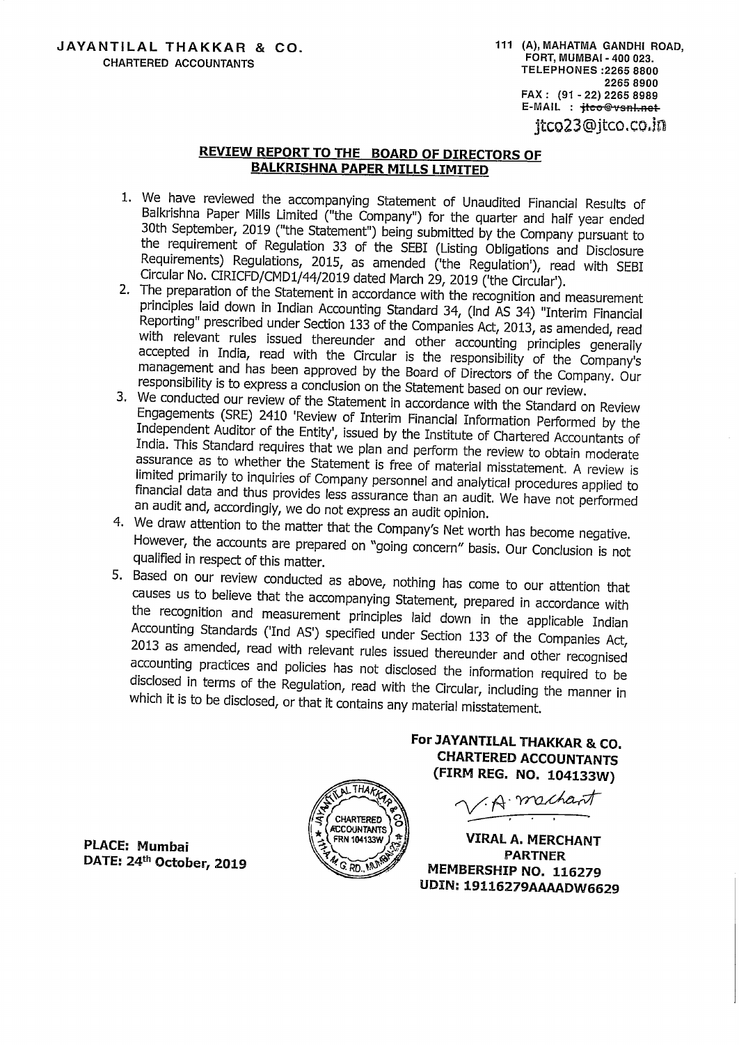**JAYANTILAL THAKKAR & CO.**
**CHARTERED ACCOUNTANTS**

111 (A), MAHATMA GANDHI ROAD,
FORT, MUMBAI - 400 023.
TELEPHONES :2265 8800
2265 8900
FAX : (91 - 22) 2265 8989
E-MAIL : ~~jtco@vsnl.net~~
jtco23@jtco.co.in

## REVIEW REPORT TO THE BOARD OF DIRECTORS OF BALKRISHNA PAPER MILLS LIMITED

1. We have reviewed the accompanying Statement of Unaudited Financial Results of Balkrishna Paper Mills Limited ("the Company") for the quarter and half year ended 30th September, 2019 ("the Statement") being submitted by the Company pursuant to the requirement of Regulation 33 of the SEBI (Listing Obligations and Disclosure Requirements) Regulations, 2015, as amended ('the Regulation'), read with SEBI Circular No. CIRICFD/CMD1/44/2019 dated March 29, 2019 ('the Circular').
2. The preparation of the Statement in accordance with the recognition and measurement principles laid down in Indian Accounting Standard 34, (Ind AS 34) "Interim Financial Reporting" prescribed under Section 133 of the Companies Act, 2013, as amended, read with relevant rules issued thereunder and other accounting principles generally accepted in India, read with the Circular is the responsibility of the Company's management and has been approved by the Board of Directors of the Company. Our responsibility is to express a conclusion on the Statement based on our review.
3. We conducted our review of the Statement in accordance with the Standard on Review Engagements (SRE) 2410 'Review of Interim Financial Information Performed by the Independent Auditor of the Entity', issued by the Institute of Chartered Accountants of India. This Standard requires that we plan and perform the review to obtain moderate assurance as to whether the Statement is free of material misstatement. A review is limited primarily to inquiries of Company personnel and analytical procedures applied to financial data and thus provides less assurance than an audit. We have not performed an audit and, accordingly, we do not express an audit opinion.
4. We draw attention to the matter that the Company's Net worth has become negative. However, the accounts are prepared on "going concern" basis. Our Conclusion is not qualified in respect of this matter.
5. Based on our review conducted as above, nothing has come to our attention that causes us to believe that the accompanying Statement, prepared in accordance with the recognition and measurement principles laid down in the applicable Indian Accounting Standards ('Ind AS') specified under Section 133 of the Companies Act, 2013 as amended, read with relevant rules issued thereunder and other recognised accounting practices and policies has not disclosed the information required to be disclosed in terms of the Regulation, read with the Circular, including the manner in which it is to be disclosed, or that it contains any material misstatement.

**For JAYANTILAL THAKKAR & CO.**
**CHARTERED ACCOUNTANTS**
**(FIRM REG. NO. 104133W)**

V.A. Merchant

**VIRAL A. MERCHANT**
**PARTNER**
**MEMBERSHIP NO. 116279**
**UDIN: 19116279AAAADW6629**

**PLACE: Mumbai**
**DATE: 24th October, 2019**